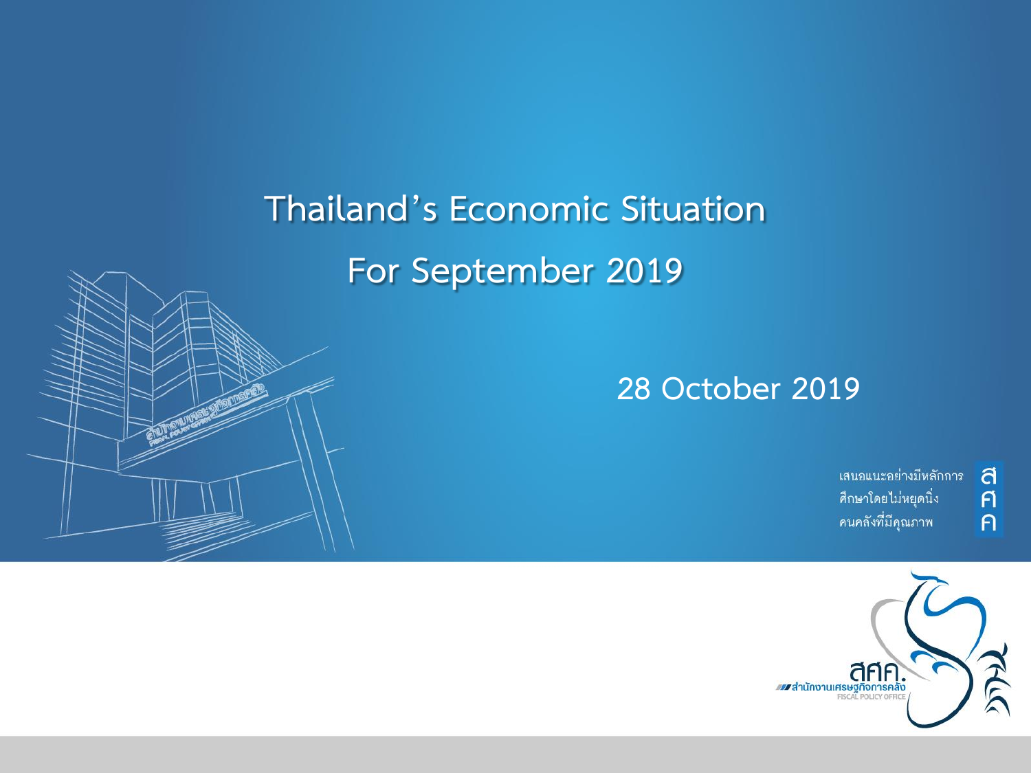# Thailand's Economic Situation

# For September 2019

28 October 2019

เสนอแนะอย่างมีหลักการ
ศึกษาโดยไม่หยุดนิ่ง
คนคลังที่มีคุณภาพ

สศค.

สำนักงานเศรษฐกิจการคลัง

FISCAL POLICY OFFICE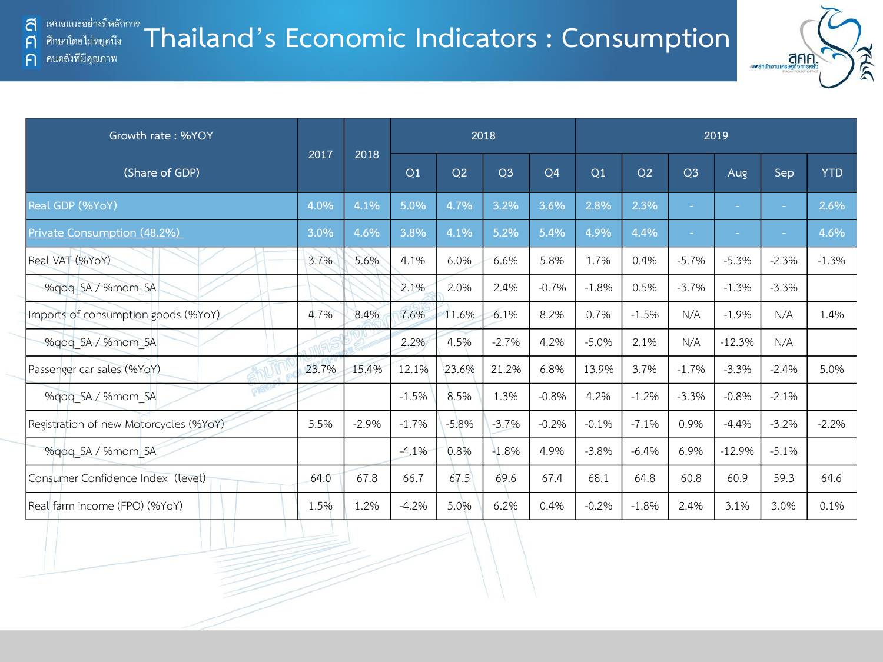# Thailand's Economic Indicators : Consumption

| Growth rate : %YOY (Share of GDP) | 2017 | 2018 | 2018 | | | | 2019 | | | | | |
|---|---|---|---|---|---|---|---|---|---|---|---|---|
| | | | Q1 | Q2 | Q3 | Q4 | Q1 | Q2 | Q3 | Aug | Sep | YTD |
| Real GDP (%YoY) | 4.0% | 4.1% | 5.0% | 4.7% | 3.2% | 3.6% | 2.8% | 2.3% | - | - | - | 2.6% |
| Private Consumption (48.2%) | 3.0% | 4.6% | 3.8% | 4.1% | 5.2% | 5.4% | 4.9% | 4.4% | - | - | - | 4.6% |
| Real VAT (%YoY) | 3.7% | 5.6% | 4.1% | 6.0% | 6.6% | 5.8% | 1.7% | 0.4% | -5.7% | -5.3% | -2.3% | -1.3% |
| %qoq_SA / %mom_SA | | | 2.1% | 2.0% | 2.4% | -0.7% | -1.8% | 0.5% | -3.7% | -1.3% | -3.3% | |
| Imports of consumption goods (%YoY) | 4.7% | 8.4% | 7.6% | 11.6% | 6.1% | 8.2% | 0.7% | -1.5% | N/A | -1.9% | N/A | 1.4% |
| %qoq_SA / %mom_SA | | | 2.2% | 4.5% | -2.7% | 4.2% | -5.0% | 2.1% | N/A | -12.3% | N/A | |
| Passenger car sales (%YoY) | 23.7% | 15.4% | 12.1% | 23.6% | 21.2% | 6.8% | 13.9% | 3.7% | -1.7% | -3.3% | -2.4% | 5.0% |
| %qoq_SA / %mom_SA | | | -1.5% | 8.5% | 1.3% | -0.8% | 4.2% | -1.2% | -3.3% | -0.8% | -2.1% | |
| Registration of new Motorcycles (%YoY) | 5.5% | -2.9% | -1.7% | -5.8% | -3.7% | -0.2% | -0.1% | -7.1% | 0.9% | -4.4% | -3.2% | -2.2% |
| %qoq_SA / %mom_SA | | | -4.1% | 0.8% | -1.8% | 4.9% | -3.8% | -6.4% | 6.9% | -12.9% | -5.1% | |
| Consumer Confidence Index (level) | 64.0 | 67.8 | 66.7 | 67.5 | 69.6 | 67.4 | 68.1 | 64.8 | 60.8 | 60.9 | 59.3 | 64.6 |
| Real farm income (FPO) (%YoY) | 1.5% | 1.2% | -4.2% | 5.0% | 6.2% | 0.4% | -0.2% | -1.8% | 2.4% | 3.1% | 3.0% | 0.1% |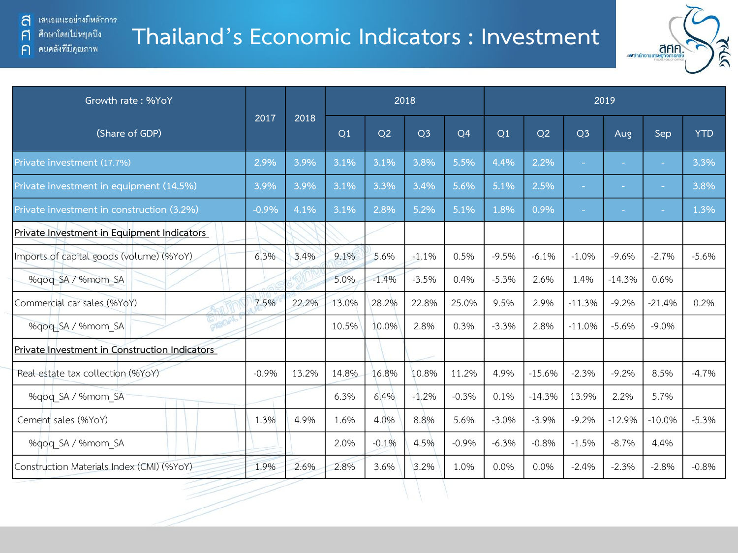# Thailand's Economic Indicators : Investment

| Growth rate : %YoY (Share of GDP) | 2017 | 2018 | 2018 | | | | 2019 | | | | | |
|---|---|---|---|---|---|---|---|---|---|---|---|---|
| | | | Q1 | Q2 | Q3 | Q4 | Q1 | Q2 | Q3 | Aug | Sep | YTD |
| Private investment (17.7%) | 2.9% | 3.9% | 3.1% | 3.1% | 3.8% | 5.5% | 4.4% | 2.2% | - | - | - | 3.3% |
| Private investment in equipment (14.5%) | 3.9% | 3.9% | 3.1% | 3.3% | 3.4% | 5.6% | 5.1% | 2.5% | - | - | - | 3.8% |
| Private investment in construction (3.2%) | -0.9% | 4.1% | 3.1% | 2.8% | 5.2% | 5.1% | 1.8% | 0.9% | - | - | - | 1.3% |
| Private Investment in Equipment Indicators | | | | | | | | | | | | |
| Imports of capital goods (volume) (%YoY) | 6.3% | 3.4% | 9.1% | 5.6% | -1.1% | 0.5% | -9.5% | -6.1% | -1.0% | -9.6% | -2.7% | -5.6% |
| %qoq_SA / %mom_SA | | | 5.0% | -1.4% | -3.5% | 0.4% | -5.3% | 2.6% | 1.4% | -14.3% | 0.6% | |
| Commercial car sales (%YoY) | 7.5% | 22.2% | 13.0% | 28.2% | 22.8% | 25.0% | 9.5% | 2.9% | -11.3% | -9.2% | -21.4% | 0.2% |
| %qoq_SA / %mom_SA | | | 10.5% | 10.0% | 2.8% | 0.3% | -3.3% | 2.8% | -11.0% | -5.6% | -9.0% | |
| Private Investment in Construction Indicators | | | | | | | | | | | | |
| Real estate tax collection (%YoY) | -0.9% | 13.2% | 14.8% | 16.8% | 10.8% | 11.2% | 4.9% | -15.6% | -2.3% | -9.2% | 8.5% | -4.7% |
| %qoq_SA / %mom_SA | | | 6.3% | 6.4% | -1.2% | -0.3% | 0.1% | -14.3% | 13.9% | 2.2% | 5.7% | |
| Cement sales (%YoY) | 1.3% | 4.9% | 1.6% | 4.0% | 8.8% | 5.6% | -3.0% | -3.9% | -9.2% | -12.9% | -10.0% | -5.3% |
| %qoq_SA / %mom_SA | | | 2.0% | -0.1% | 4.5% | -0.9% | -6.3% | -0.8% | -1.5% | -8.7% | 4.4% | |
| Construction Materials Index (CMI) (%YoY) | 1.9% | 2.6% | 2.8% | 3.6% | 3.2% | 1.0% | 0.0% | 0.0% | -2.4% | -2.3% | -2.8% | -0.8% |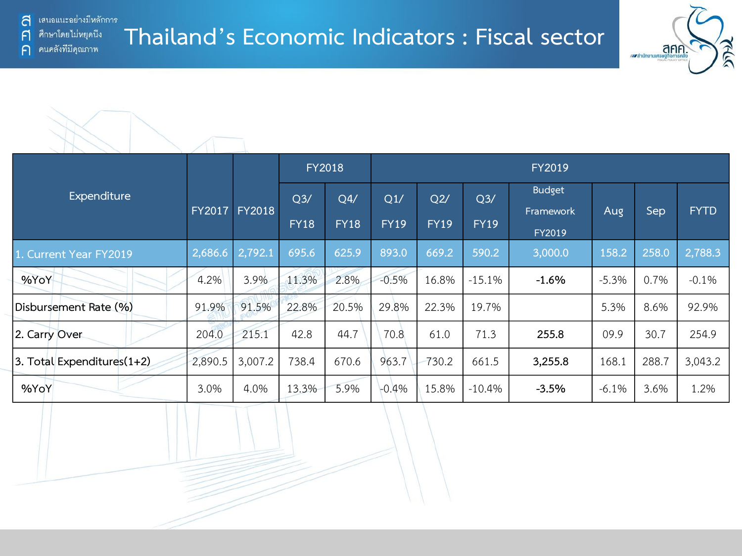# Thailand's Economic Indicators : Fiscal sector

| Expenditure | FY2017 | FY2018 | FY2018 | | FY2019 | | | | | | |
|---|---|---|---|---|---|---|---|---|---|---|---|
| | | | Q3/ FY18 | Q4/ FY18 | Q1/ FY19 | Q2/ FY19 | Q3/ FY19 | Budget Framework FY2019 | Aug | Sep | FYTD |
| 1. Current Year FY2019 | 2,686.6 | 2,792.1 | 695.6 | 625.9 | 893.0 | 669.2 | 590.2 | 3,000.0 | 158.2 | 258.0 | 2,788.3 |
| %YoY | 4.2% | 3.9% | 11.3% | 2.8% | -0.5% | 16.8% | -15.1% | **-1.6%** | -5.3% | 0.7% | -0.1% |
| Disbursement Rate (%) | 91.9% | 91.5% | 22.8% | 20.5% | 29.8% | 22.3% | 19.7% | | 5.3% | 8.6% | 92.9% |
| 2. Carry Over | 204.0 | 215.1 | 42.8 | 44.7 | 70.8 | 61.0 | 71.3 | **255.8** | 09.9 | 30.7 | 254.9 |
| 3. Total Expenditures(1+2) | 2,890.5 | 3,007.2 | 738.4 | 670.6 | 963.7 | 730.2 | 661.5 | **3,255.8** | 168.1 | 288.7 | 3,043.2 |
| %YoY | 3.0% | 4.0% | 13.3% | 5.9% | -0.4% | 15.8% | -10.4% | **-3.5%** | -6.1% | 3.6% | 1.2% |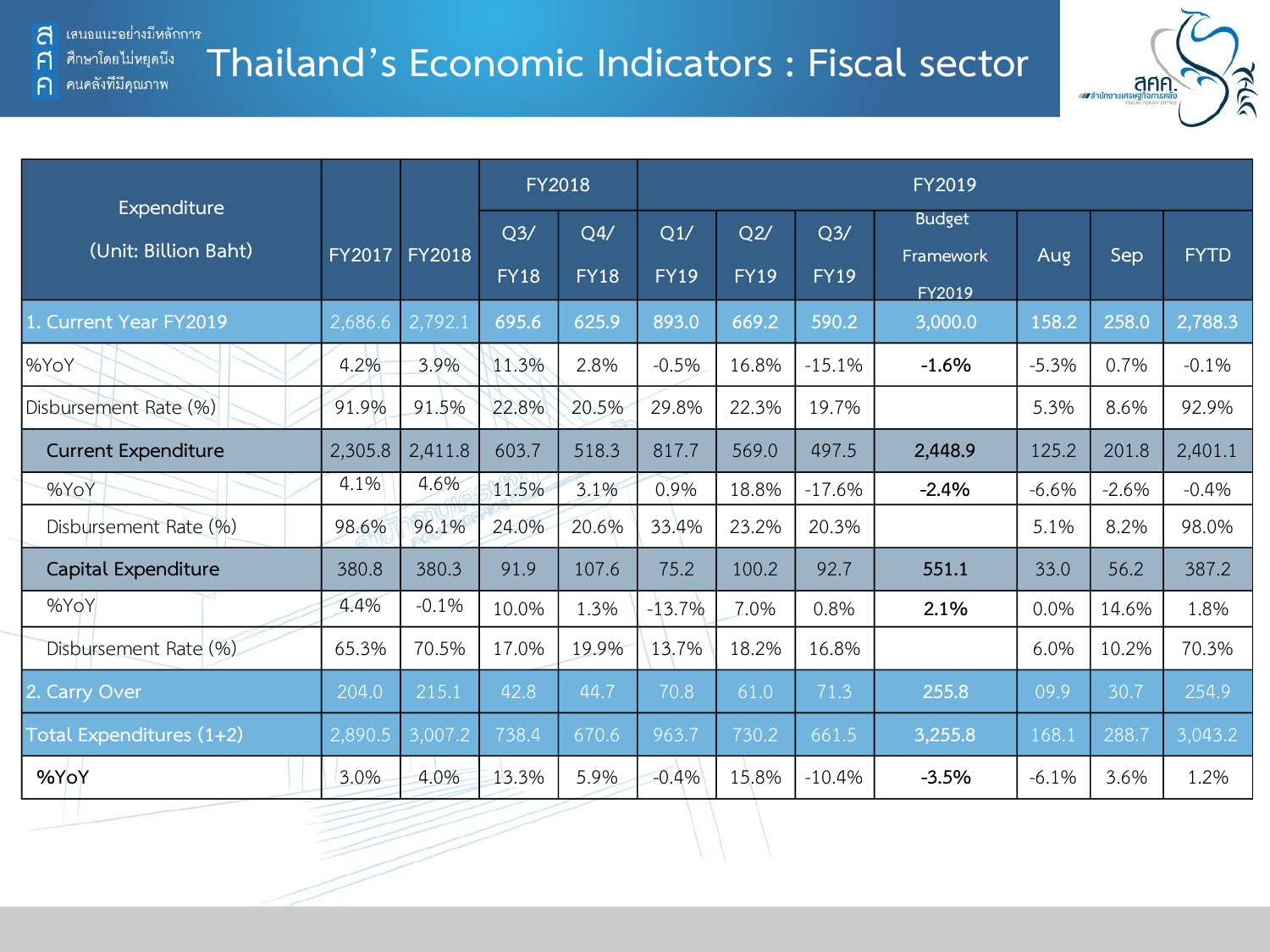# Thailand's Economic Indicators : Fiscal sector

| Expenditure (Unit: Billion Baht) | FY2017 | FY2018 | FY2018 | | FY2019 | | | | | | |
|---|---|---|---|---|---|---|---|---|---|---|---|
| | | | Q3/ FY18 | Q4/ FY18 | Q1/ FY19 | Q2/ FY19 | Q3/ FY19 | Budget Framework FY2019 | Aug | Sep | FYTD |
| 1. Current Year FY2019 | 2,686.6 | 2,792.1 | 695.6 | 625.9 | 893.0 | 669.2 | 590.2 | 3,000.0 | 158.2 | 258.0 | 2,788.3 |
| %YoY | 4.2% | 3.9% | 11.3% | 2.8% | -0.5% | 16.8% | -15.1% | **-1.6%** | -5.3% | 0.7% | -0.1% |
| Disbursement Rate (%) | 91.9% | 91.5% | 22.8% | 20.5% | 29.8% | 22.3% | 19.7% | | 5.3% | 8.6% | 92.9% |
| Current Expenditure | 2,305.8 | 2,411.8 | 603.7 | 518.3 | 817.7 | 569.0 | 497.5 | **2,448.9** | 125.2 | 201.8 | 2,401.1 |
| %YoY | 4.1% | 4.6% | 11.5% | 3.1% | 0.9% | 18.8% | -17.6% | **-2.4%** | -6.6% | -2.6% | -0.4% |
| Disbursement Rate (%) | 98.6% | 96.1% | 24.0% | 20.6% | 33.4% | 23.2% | 20.3% | | 5.1% | 8.2% | 98.0% |
| Capital Expenditure | 380.8 | 380.3 | 91.9 | 107.6 | 75.2 | 100.2 | 92.7 | **551.1** | 33.0 | 56.2 | 387.2 |
| %YoY | 4.4% | -0.1% | 10.0% | 1.3% | -13.7% | 7.0% | 0.8% | **2.1%** | 0.0% | 14.6% | 1.8% |
| Disbursement Rate (%) | 65.3% | 70.5% | 17.0% | 19.9% | 13.7% | 18.2% | 16.8% | | 6.0% | 10.2% | 70.3% |
| 2. Carry Over | 204.0 | 215.1 | 42.8 | 44.7 | 70.8 | 61.0 | 71.3 | 255.8 | 09.9 | 30.7 | 254.9 |
| Total Expenditures (1+2) | 2,890.5 | 3,007.2 | 738.4 | 670.6 | 963.7 | 730.2 | 661.5 | 3,255.8 | 168.1 | 288.7 | 3,043.2 |
| **%YoY** | 3.0% | 4.0% | 13.3% | 5.9% | -0.4% | 15.8% | -10.4% | **-3.5%** | -6.1% | 3.6% | 1.2% |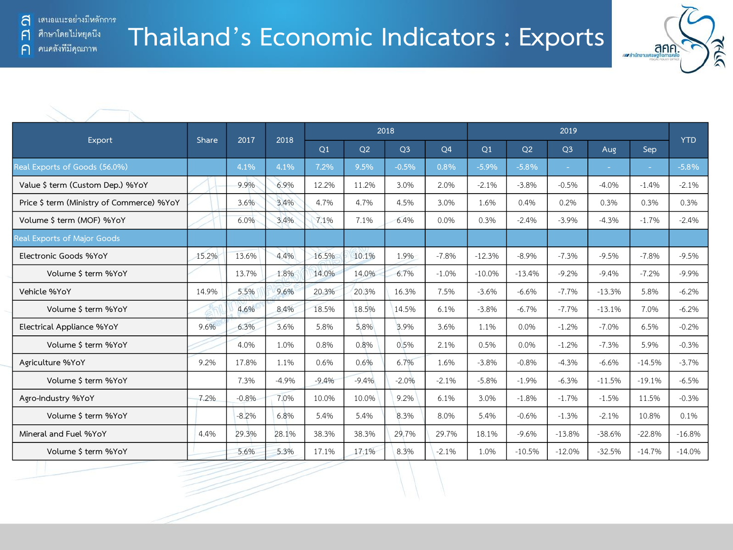# Thailand's Economic Indicators : Exports

| Export | Share | 2017 | 2018 | 2018 | | | | 2019 | | | | | YTD |
|---|---|---|---|---|---|---|---|---|---|---|---|---|---|
| | | | | Q1 | Q2 | Q3 | Q4 | Q1 | Q2 | Q3 | Aug | Sep | |
| Real Exports of Goods (56.0%) | | 4.1% | 4.1% | 7.2% | 9.5% | -0.5% | 0.8% | -5.9% | -5.8% | - | - | - | -5.8% |
| Value $ term (Custom Dep.) %YoY | | 9.9% | 6.9% | 12.2% | 11.2% | 3.0% | 2.0% | -2.1% | -3.8% | -0.5% | -4.0% | -1.4% | -2.1% |
| Price $ term (Ministry of Commerce) %YoY | | 3.6% | 3.4% | 4.7% | 4.7% | 4.5% | 3.0% | 1.6% | 0.4% | 0.2% | 0.3% | 0.3% | 0.3% |
| Volume $ term (MOF) %YoY | | 6.0% | 3.4% | 7.1% | 7.1% | 6.4% | 0.0% | 0.3% | -2.4% | -3.9% | -4.3% | -1.7% | -2.4% |
| Real Exports of Major Goods | | | | | | | | | | | | | |
| Electronic Goods %YoY | 15.2% | 13.6% | 4.4% | 16.5% | 10.1% | 1.9% | -7.8% | -12.3% | -8.9% | -7.3% | -9.5% | -7.8% | -9.5% |
| Volume $ term %YoY | | 13.7% | 1.8% | 14.0% | 14.0% | 6.7% | -1.0% | -10.0% | -13.4% | -9.2% | -9.4% | -7.2% | -9.9% |
| Vehicle %YoY | 14.9% | 5.5% | 9.6% | 20.3% | 20.3% | 16.3% | 7.5% | -3.6% | -6.6% | -7.7% | -13.3% | 5.8% | -6.2% |
| Volume $ term %YoY | | 4.6% | 8.4% | 18.5% | 18.5% | 14.5% | 6.1% | -3.8% | -6.7% | -7.7% | -13.1% | 7.0% | -6.2% |
| Electrical Appliance %YoY | 9.6% | 6.3% | 3.6% | 5.8% | 5.8% | 3.9% | 3.6% | 1.1% | 0.0% | -1.2% | -7.0% | 6.5% | -0.2% |
| Volume $ term %YoY | | 4.0% | 1.0% | 0.8% | 0.8% | 0.5% | 2.1% | 0.5% | 0.0% | -1.2% | -7.3% | 5.9% | -0.3% |
| Agriculture %YoY | 9.2% | 17.8% | 1.1% | 0.6% | 0.6% | 6.7% | 1.6% | -3.8% | -0.8% | -4.3% | -6.6% | -14.5% | -3.7% |
| Volume $ term %YoY | | 7.3% | -4.9% | -9.4% | -9.4% | -2.0% | -2.1% | -5.8% | -1.9% | -6.3% | -11.5% | -19.1% | -6.5% |
| Agro-Industry %YoY | 7.2% | -0.8% | 7.0% | 10.0% | 10.0% | 9.2% | 6.1% | 3.0% | -1.8% | -1.7% | -1.5% | 11.5% | -0.3% |
| Volume $ term %YoY | | -8.2% | 6.8% | 5.4% | 5.4% | 8.3% | 8.0% | 5.4% | -0.6% | -1.3% | -2.1% | 10.8% | 0.1% |
| Mineral and Fuel %YoY | 4.4% | 29.3% | 28.1% | 38.3% | 38.3% | 29.7% | 29.7% | 18.1% | -9.6% | -13.8% | -38.6% | -22.8% | -16.8% |
| Volume $ term %YoY | | 5.6% | 5.3% | 17.1% | 17.1% | 8.3% | -2.1% | 1.0% | -10.5% | -12.0% | -32.5% | -14.7% | -14.0% |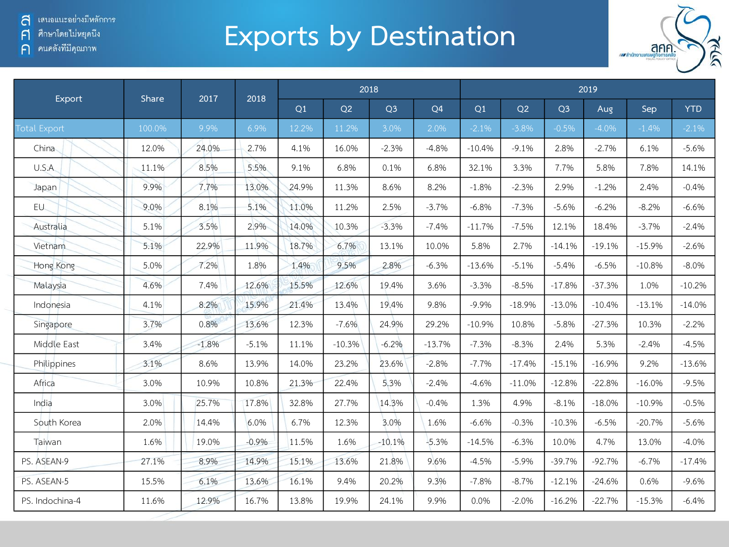สศค. เสนอแนะอย่างมีหลักการ ศึกษาโดยไม่หยุดนิ่ง คนคลังที่มีคุณภาพ

# Exports by Destination

| Export | Share | 2017 | 2018 | 2018 | | | | 2019 | | | | | |
|---|---|---|---|---|---|---|---|---|---|---|---|---|---|
| | | | | Q1 | Q2 | Q3 | Q4 | Q1 | Q2 | Q3 | Aug | Sep | YTD |
| Total Export | 100.0% | 9.9% | 6.9% | 12.2% | 11.2% | 3.0% | 2.0% | -2.1% | -3.8% | -0.5% | -4.0% | -1.4% | -2.1% |
| China | 12.0% | 24.0% | 2.7% | 4.1% | 16.0% | -2.3% | -4.8% | -10.4% | -9.1% | 2.8% | -2.7% | 6.1% | -5.6% |
| U.S.A | 11.1% | 8.5% | 5.5% | 9.1% | 6.8% | 0.1% | 6.8% | 32.1% | 3.3% | 7.7% | 5.8% | 7.8% | 14.1% |
| Japan | 9.9% | 7.7% | 13.0% | 24.9% | 11.3% | 8.6% | 8.2% | -1.8% | -2.3% | 2.9% | -1.2% | 2.4% | -0.4% |
| EU | 9.0% | 8.1% | 5.1% | 11.0% | 11.2% | 2.5% | -3.7% | -6.8% | -7.3% | -5.6% | -6.2% | -8.2% | -6.6% |
| Australia | 5.1% | 3.5% | 2.9% | 14.0% | 10.3% | -3.3% | -7.4% | -11.7% | -7.5% | 12.1% | 18.4% | -3.7% | -2.4% |
| Vietnam | 5.1% | 22.9% | 11.9% | 18.7% | 6.7% | 13.1% | 10.0% | 5.8% | 2.7% | -14.1% | -19.1% | -15.9% | -2.6% |
| Hong Kong | 5.0% | 7.2% | 1.8% | 1.4% | 9.5% | 2.8% | -6.3% | -13.6% | -5.1% | -5.4% | -6.5% | -10.8% | -8.0% |
| Malaysia | 4.6% | 7.4% | 12.6% | 15.5% | 12.6% | 19.4% | 3.6% | -3.3% | -8.5% | -17.8% | -37.3% | 1.0% | -10.2% |
| Indonesia | 4.1% | 8.2% | 15.9% | 21.4% | 13.4% | 19.4% | 9.8% | -9.9% | -18.9% | -13.0% | -10.4% | -13.1% | -14.0% |
| Singapore | 3.7% | 0.8% | 13.6% | 12.3% | -7.6% | 24.9% | 29.2% | -10.9% | 10.8% | -5.8% | -27.3% | 10.3% | -2.2% |
| Middle East | 3.4% | -1.8% | -5.1% | 11.1% | -10.3% | -6.2% | -13.7% | -7.3% | -8.3% | 2.4% | 5.3% | -2.4% | -4.5% |
| Philippines | 3.1% | 8.6% | 13.9% | 14.0% | 23.2% | 23.6% | -2.8% | -7.7% | -17.4% | -15.1% | -16.9% | 9.2% | -13.6% |
| Africa | 3.0% | 10.9% | 10.8% | 21.3% | 22.4% | 5.3% | -2.4% | -4.6% | -11.0% | -12.8% | -22.8% | -16.0% | -9.5% |
| India | 3.0% | 25.7% | 17.8% | 32.8% | 27.7% | 14.3% | -0.4% | 1.3% | 4.9% | -8.1% | -18.0% | -10.9% | -0.5% |
| South Korea | 2.0% | 14.4% | 6.0% | 6.7% | 12.3% | 3.0% | 1.6% | -6.6% | -0.3% | -10.3% | -6.5% | -20.7% | -5.6% |
| Taiwan | 1.6% | 19.0% | -0.9% | 11.5% | 1.6% | -10.1% | -5.3% | -14.5% | -6.3% | 10.0% | 4.7% | 13.0% | -4.0% |
| PS. ASEAN-9 | 27.1% | 8.9% | 14.9% | 15.1% | 13.6% | 21.8% | 9.6% | -4.5% | -5.9% | -39.7% | -92.7% | -6.7% | -17.4% |
| PS. ASEAN-5 | 15.5% | 6.1% | 13.6% | 16.1% | 9.4% | 20.2% | 9.3% | -7.8% | -8.7% | -12.1% | -24.6% | 0.6% | -9.6% |
| PS. Indochina-4 | 11.6% | 12.9% | 16.7% | 13.8% | 19.9% | 24.1% | 9.9% | 0.0% | -2.0% | -16.2% | -22.7% | -15.3% | -6.4% |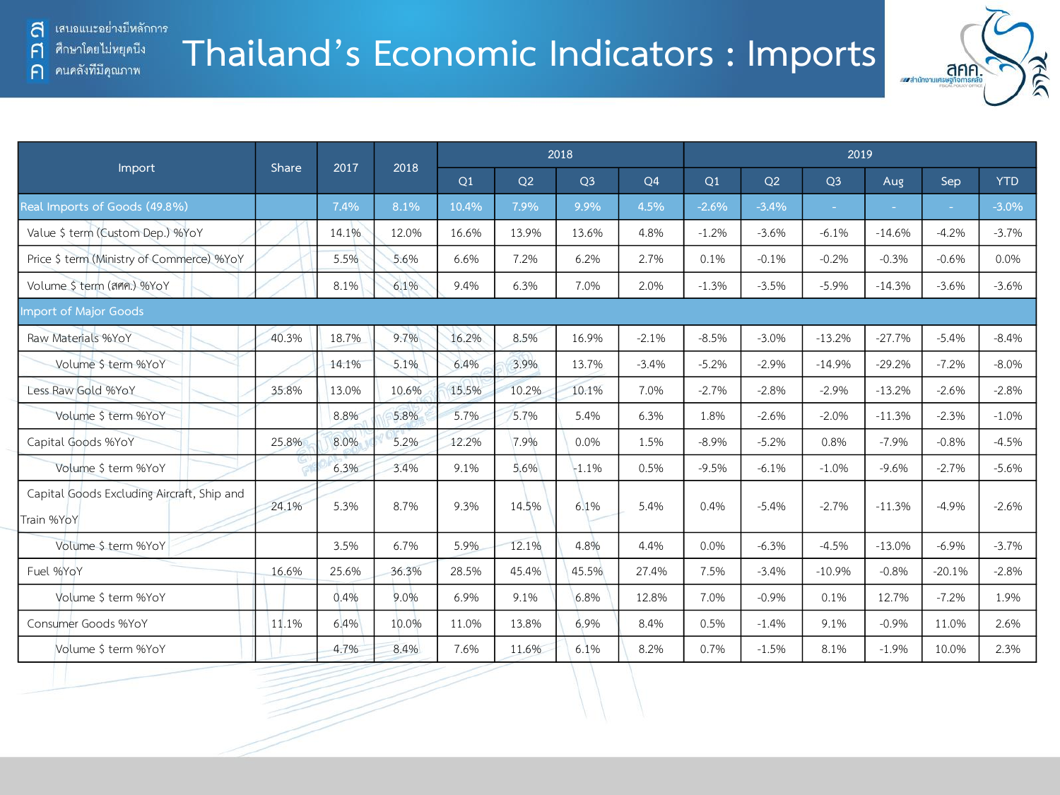# Thailand's Economic Indicators : Imports

| Import | Share | 2017 | 2018 | 2018 | | | | 2019 | | | | | |
|---|---|---|---|---|---|---|---|---|---|---|---|---|---|
| | | | | Q1 | Q2 | Q3 | Q4 | Q1 | Q2 | Q3 | Aug | Sep | YTD |
| Real Imports of Goods (49.8%) | | 7.4% | 8.1% | 10.4% | 7.9% | 9.9% | 4.5% | -2.6% | -3.4% | - | - | - | -3.0% |
| Value $ term (Custom Dep.) %YoY | | 14.1% | 12.0% | 16.6% | 13.9% | 13.6% | 4.8% | -1.2% | -3.6% | -6.1% | -14.6% | -4.2% | -3.7% |
| Price $ term (Ministry of Commerce) %YoY | | 5.5% | 5.6% | 6.6% | 7.2% | 6.2% | 2.7% | 0.1% | -0.1% | -0.2% | -0.3% | -0.6% | 0.0% |
| Volume $ term (สศค.) %YoY | | 8.1% | 6.1% | 9.4% | 6.3% | 7.0% | 2.0% | -1.3% | -3.5% | -5.9% | -14.3% | -3.6% | -3.6% |
| Import of Major Goods | | | | | | | | | | | | | |
| Raw Materials %YoY | 40.3% | 18.7% | 9.7% | 16.2% | 8.5% | 16.9% | -2.1% | -8.5% | -3.0% | -13.2% | -27.7% | -5.4% | -8.4% |
| Volume $ term %YoY | | 14.1% | 5.1% | 6.4% | 3.9% | 13.7% | -3.4% | -5.2% | -2.9% | -14.9% | -29.2% | -7.2% | -8.0% |
| Less Raw Gold %YoY | 35.8% | 13.0% | 10.6% | 15.5% | 10.2% | 10.1% | 7.0% | -2.7% | -2.8% | -2.9% | -13.2% | -2.6% | -2.8% |
| Volume $ term %YoY | | 8.8% | 5.8% | 5.7% | 5.7% | 5.4% | 6.3% | 1.8% | -2.6% | -2.0% | -11.3% | -2.3% | -1.0% |
| Capital Goods %YoY | 25.8% | 8.0% | 5.2% | 12.2% | 7.9% | 0.0% | 1.5% | -8.9% | -5.2% | 0.8% | -7.9% | -0.8% | -4.5% |
| Volume $ term %YoY | | 6.3% | 3.4% | 9.1% | 5.6% | -1.1% | 0.5% | -9.5% | -6.1% | -1.0% | -9.6% | -2.7% | -5.6% |
| Capital Goods Excluding Aircraft, Ship and Train %YoY | 24.1% | 5.3% | 8.7% | 9.3% | 14.5% | 6.1% | 5.4% | 0.4% | -5.4% | -2.7% | -11.3% | -4.9% | -2.6% |
| Volume $ term %YoY | | 3.5% | 6.7% | 5.9% | 12.1% | 4.8% | 4.4% | 0.0% | -6.3% | -4.5% | -13.0% | -6.9% | -3.7% |
| Fuel %YoY | 16.6% | 25.6% | 36.3% | 28.5% | 45.4% | 45.5% | 27.4% | 7.5% | -3.4% | -10.9% | -0.8% | -20.1% | -2.8% |
| Volume $ term %YoY | | 0.4% | 9.0% | 6.9% | 9.1% | 6.8% | 12.8% | 7.0% | -0.9% | 0.1% | 12.7% | -7.2% | 1.9% |
| Consumer Goods %YoY | 11.1% | 6.4% | 10.0% | 11.0% | 13.8% | 6.9% | 8.4% | 0.5% | -1.4% | 9.1% | -0.9% | 11.0% | 2.6% |
| Volume $ term %YoY | | 4.7% | 8.4% | 7.6% | 11.6% | 6.1% | 8.2% | 0.7% | -1.5% | 8.1% | -1.9% | 10.0% | 2.3% |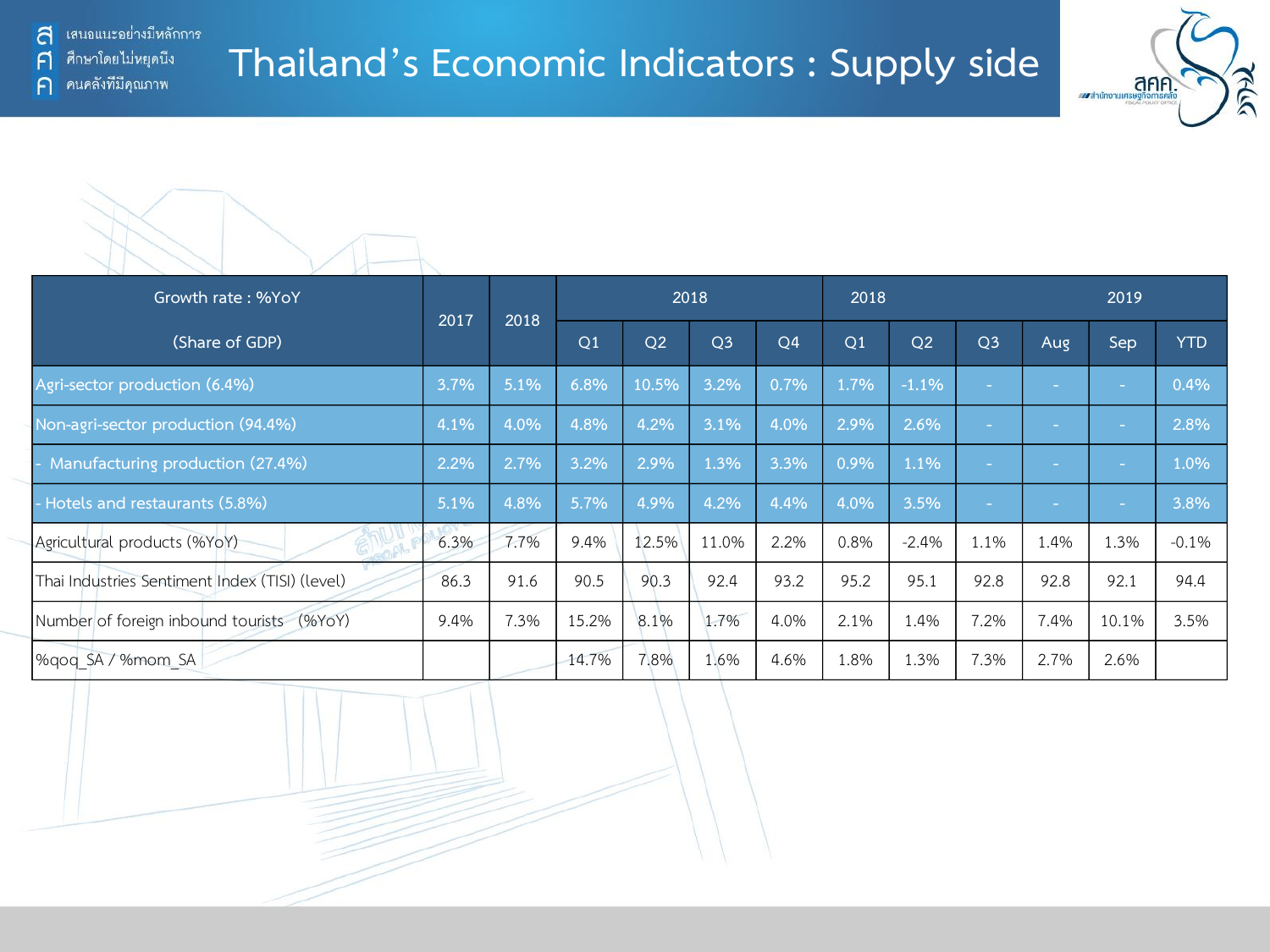# Thailand's Economic Indicators : Supply side

| Growth rate : %YoY (Share of GDP) | 2017 | 2018 | 2018 | | | | 2019 | | | | | |
|---|---|---|---|---|---|---|---|---|---|---|---|---|
| | | | Q1 | Q2 | Q3 | Q4 | Q1 | Q2 | Q3 | Aug | Sep | YTD |
| Agri-sector production (6.4%) | 3.7% | 5.1% | 6.8% | 10.5% | 3.2% | 0.7% | 1.7% | -1.1% | - | - | - | 0.4% |
| Non-agri-sector production (94.4%) | 4.1% | 4.0% | 4.8% | 4.2% | 3.1% | 4.0% | 2.9% | 2.6% | - | - | - | 2.8% |
| - Manufacturing production (27.4%) | 2.2% | 2.7% | 3.2% | 2.9% | 1.3% | 3.3% | 0.9% | 1.1% | - | - | - | 1.0% |
| - Hotels and restaurants (5.8%) | 5.1% | 4.8% | 5.7% | 4.9% | 4.2% | 4.4% | 4.0% | 3.5% | - | - | - | 3.8% |
| Agricultural products (%YoY) | 6.3% | 7.7% | 9.4% | 12.5% | 11.0% | 2.2% | 0.8% | -2.4% | 1.1% | 1.4% | 1.3% | -0.1% |
| Thai Industries Sentiment Index (TISI) (level) | 86.3 | 91.6 | 90.5 | 90.3 | 92.4 | 93.2 | 95.2 | 95.1 | 92.8 | 92.8 | 92.1 | 94.4 |
| Number of foreign inbound tourists (%YoY) | 9.4% | 7.3% | 15.2% | 8.1% | 1.7% | 4.0% | 2.1% | 1.4% | 7.2% | 7.4% | 10.1% | 3.5% |
| %qoq_SA / %mom_SA | | | 14.7% | 7.8% | 1.6% | 4.6% | 1.8% | 1.3% | 7.3% | 2.7% | 2.6% | |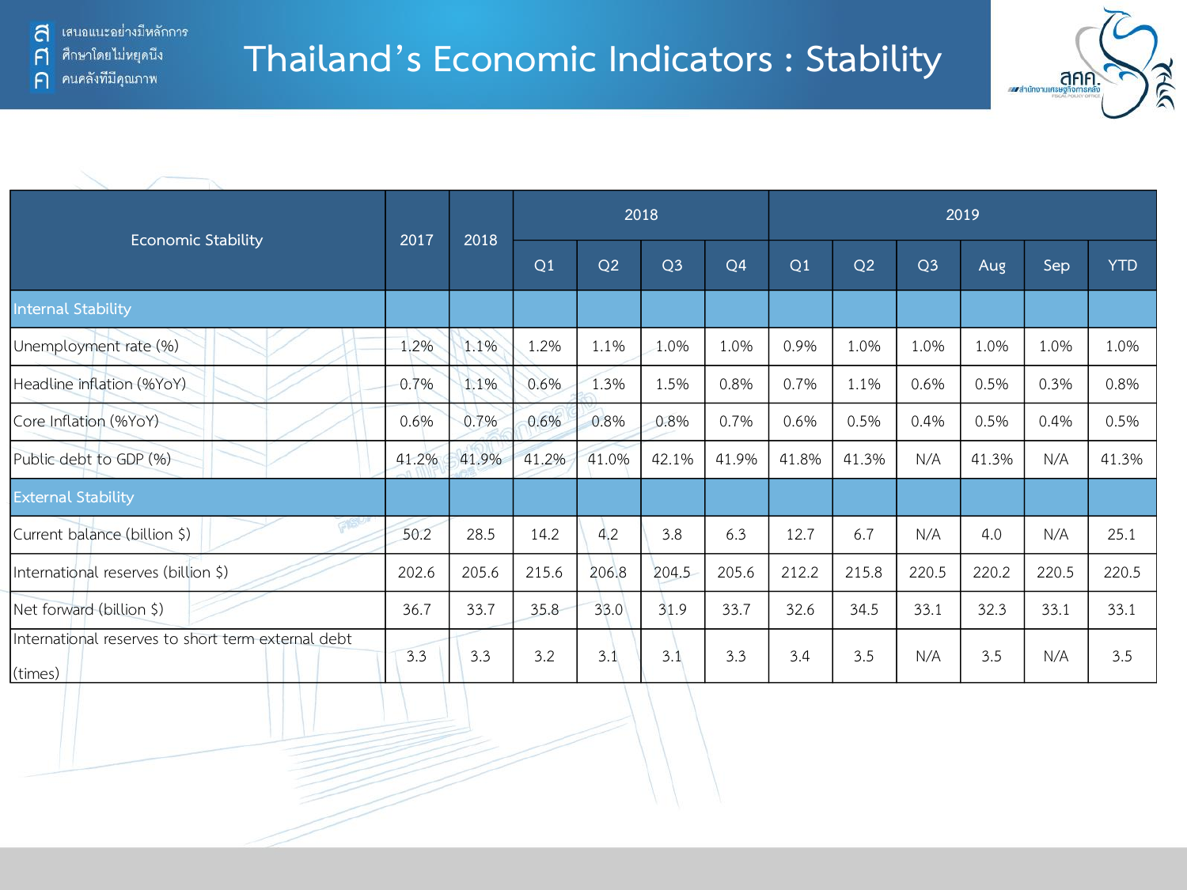# Thailand's Economic Indicators : Stability

| Economic Stability | 2017 | 2018 | 2018 | | | | 2019 | | | | | |
|---|---|---|---|---|---|---|---|---|---|---|---|---|
| | | | Q1 | Q2 | Q3 | Q4 | Q1 | Q2 | Q3 | Aug | Sep | YTD |
| Internal Stability | | | | | | | | | | | | |
| Unemployment rate (%) | 1.2% | 1.1% | 1.2% | 1.1% | 1.0% | 1.0% | 0.9% | 1.0% | 1.0% | 1.0% | 1.0% | 1.0% |
| Headline inflation (%YoY) | 0.7% | 1.1% | 0.6% | 1.3% | 1.5% | 0.8% | 0.7% | 1.1% | 0.6% | 0.5% | 0.3% | 0.8% |
| Core Inflation (%YoY) | 0.6% | 0.7% | 0.6% | 0.8% | 0.8% | 0.7% | 0.6% | 0.5% | 0.4% | 0.5% | 0.4% | 0.5% |
| Public debt to GDP (%) | 41.2% | 41.9% | 41.2% | 41.0% | 42.1% | 41.9% | 41.8% | 41.3% | N/A | 41.3% | N/A | 41.3% |
| External Stability | | | | | | | | | | | | |
| Current balance (billion $) | 50.2 | 28.5 | 14.2 | 4.2 | 3.8 | 6.3 | 12.7 | 6.7 | N/A | 4.0 | N/A | 25.1 |
| International reserves (billion $) | 202.6 | 205.6 | 215.6 | 206.8 | 204.5 | 205.6 | 212.2 | 215.8 | 220.5 | 220.2 | 220.5 | 220.5 |
| Net forward (billion $) | 36.7 | 33.7 | 35.8 | 33.0 | 31.9 | 33.7 | 32.6 | 34.5 | 33.1 | 32.3 | 33.1 | 33.1 |
| International reserves to short term external debt (times) | 3.3 | 3.3 | 3.2 | 3.1 | 3.1 | 3.3 | 3.4 | 3.5 | N/A | 3.5 | N/A | 3.5 |